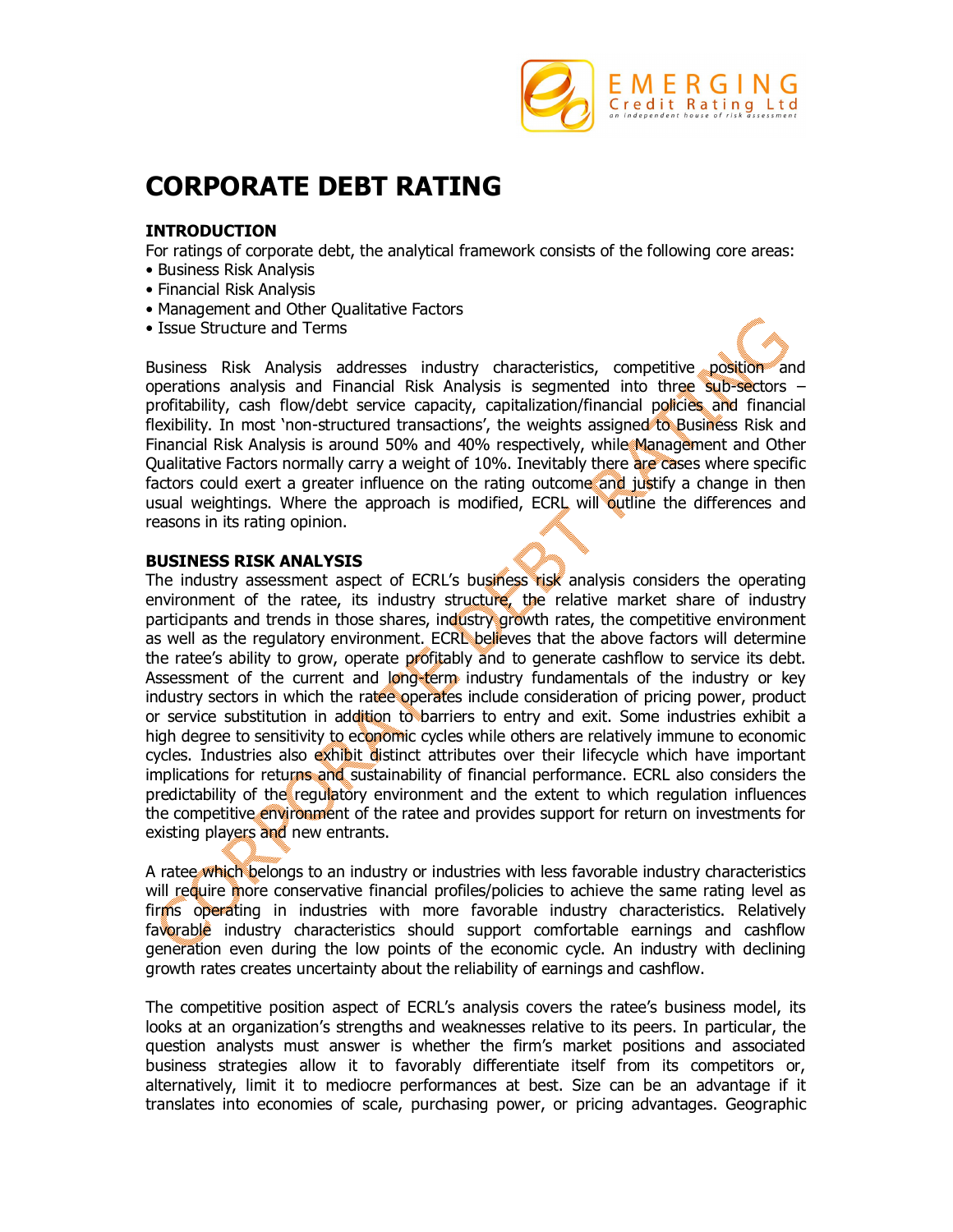# CORPORATE DEBT RATING

### INTRODUCTION

For ratings of corporate debt, the analytical framework consists of the following core areas:

- Business Risk Analysis
- Financial Risk Analysis
- Management and Other Qualitative Factors
- Issue Structure and Terms

Business Risk Analysis addresses industry characteristics, competitive position and operations analysis and Financial Risk Analysis is segmented into three sub-sectors – profitability, cash flow/debt service capacity, capitalization/financial policies and financial flexibility. In most 'non-structured transactions', the weights assigned to Business Risk and Financial Risk Analysis is around 50% and 40% respectively, while Management and Other Qualitative Factors normally carry a weight of 10%. Inevitably there are cases where specific factors could exert a greater influence on the rating outcome and justify a change in then usual weightings. Where the approach is modified, ECRL will outline the differences and reasons in its rating opinion.

### BUSINESS RISK ANALYSIS

The industry assessment aspect of ECRL's business risk analysis considers the operating environment of the ratee, its industry structure, the relative market share of industry participants and trends in those shares, industry growth rates, the competitive environment as well as the regulatory environment. ECRL believes that the above factors will determine the ratee's ability to grow, operate profitably and to generate cashflow to service its debt. Assessment of the current and long-term industry fundamentals of the industry or key industry sectors in which the ratee operates include consideration of pricing power, product or service substitution in addition to barriers to entry and exit. Some industries exhibit a high degree to sensitivity to economic cycles while others are relatively immune to economic cycles. Industries also exhibit distinct attributes over their lifecycle which have important implications for returns and sustainability of financial performance. ECRL also considers the predictability of the regulatory environment and the extent to which regulation influences the competitive environment of the ratee and provides support for return on investments for existing players and new entrants.

A ratee which belongs to an industry or industries with less favorable industry characteristics will require more conservative financial profiles/policies to achieve the same rating level as firms operating in industries with more favorable industry characteristics. Relatively favorable industry characteristics should support comfortable earnings and cashflow generation even during the low points of the economic cycle. An industry with declining growth rates creates uncertainty about the reliability of earnings and cashflow.

The competitive position aspect of ECRL's analysis covers the ratee's business model, its looks at an organization's strengths and weaknesses relative to its peers. In particular, the question analysts must answer is whether the firm's market positions and associated business strategies allow it to favorably differentiate itself from its competitors or, alternatively, limit it to mediocre performances at best. Size can be an advantage if it translates into economies of scale, purchasing power, or pricing advantages. Geographic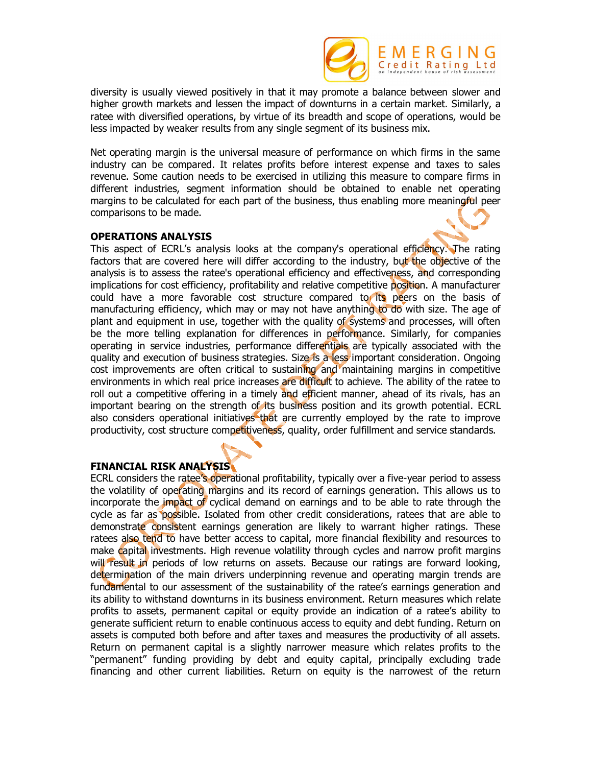diversity is usually viewed positively in that it may promote a balance between slower and higher growth markets and lessen the impact of downturns in a certain market. Similarly, a ratee with diversified operations, by virtue of its breadth and scope of operations, would be less impacted by weaker results from any single segment of its business mix.

Net operating margin is the universal measure of performance on which firms in the same industry can be compared. It relates profits before interest expense and taxes to sales revenue. Some caution needs to be exercised in utilizing this measure to compare firms in different industries, segment information should be obtained to enable net operating margins to be calculated for each part of the business, thus enabling more meaningful peer comparisons to be made.

**OPERATIONS ANALYSIS**

This aspect of ECRL's analysis looks at the company's operational efficiency. The rating factors that are covered here will differ according to the industry, but the objective of the analysis is to assess the ratee's operational efficiency and effectiveness, and corresponding implications for cost efficiency, profitability and relative competitive position. A manufacturer could have a more favorable cost structure compared to its peers on the basis of manufacturing efficiency, which may or may not have anything to do with size. The age of plant and equipment in use, together with the quality of systems and processes, will often be the more telling explanation for differences in performance. Similarly, for companies operating in service industries, performance differentials are typically associated with the quality and execution of business strategies. Size is a less important consideration. Ongoing cost improvements are often critical to sustaining and maintaining margins in competitive environments in which real price increases are difficult to achieve. The ability of the ratee to roll out a competitive offering in a timely and efficient manner, ahead of its rivals, has an important bearing on the strength of its business position and its growth potential. ECRL also considers operational initiatives that are currently employed by the rate to improve productivity, cost structure competitiveness, quality, order fulfillment and service standards.

**FINANCIAL RISK ANALYSIS**

ECRL considers the ratee's operational profitability, typically over a five-year period to assess the volatility of operating margins and its record of earnings generation. This allows us to incorporate the impact of cyclical demand on earnings and to be able to rate through the cycle as far as possible. Isolated from other credit considerations, ratees that are able to demonstrate consistent earnings generation are likely to warrant higher ratings. These ratees also tend to have better access to capital, more financial flexibility and resources to make capital investments. High revenue volatility through cycles and narrow profit margins will result in periods of low returns on assets. Because our ratings are forward looking, determination of the main drivers underpinning revenue and operating margin trends are fundamental to our assessment of the sustainability of the ratee's earnings generation and its ability to withstand downturns in its business environment. Return measures which relate profits to assets, permanent capital or equity provide an indication of a ratee's ability to generate sufficient return to enable continuous access to equity and debt funding. Return on assets is computed both before and after taxes and measures the productivity of all assets. Return on permanent capital is a slightly narrower measure which relates profits to the "permanent" funding providing by debt and equity capital, principally excluding trade financing and other current liabilities. Return on equity is the narrowest of the return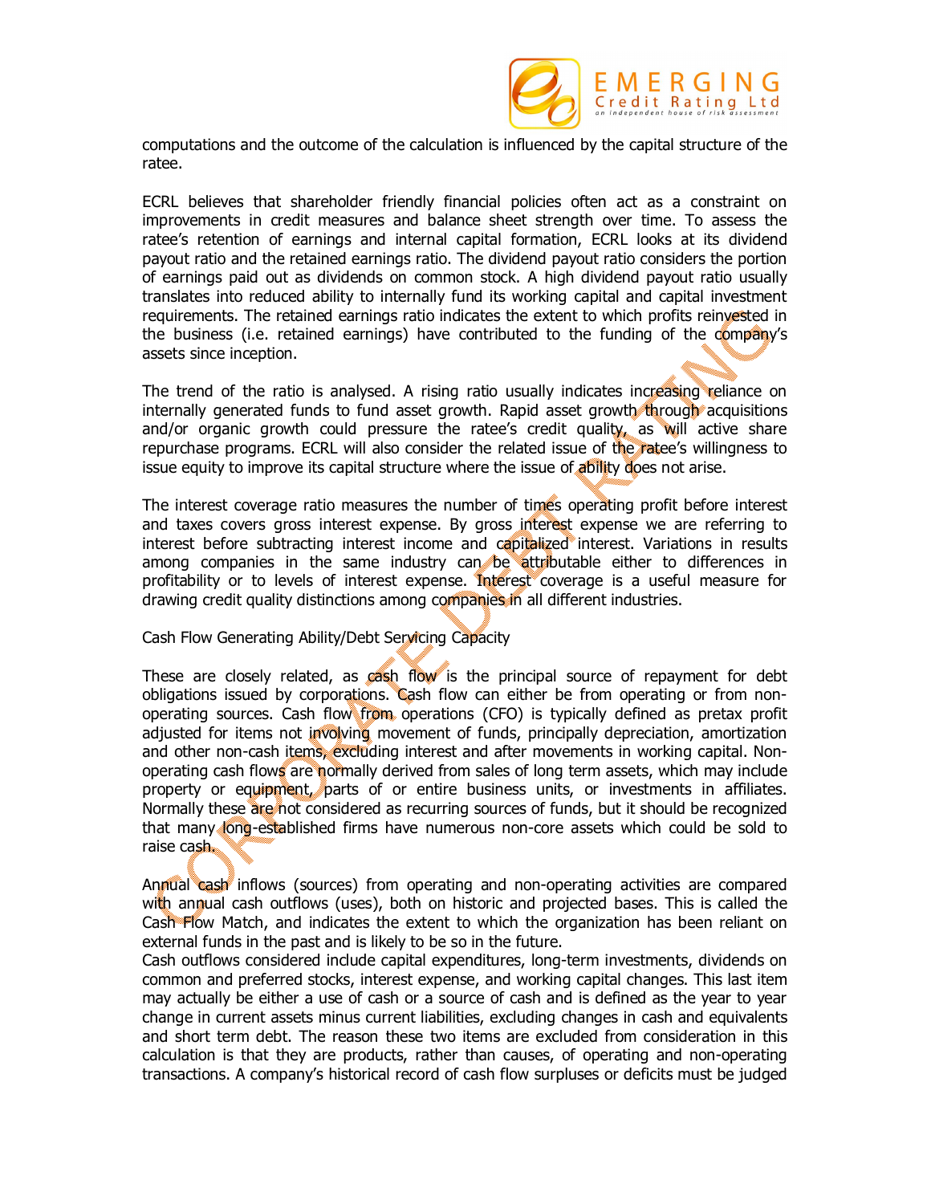computations and the outcome of the calculation is influenced by the capital structure of the ratee.

ECRL believes that shareholder friendly financial policies often act as a constraint on improvements in credit measures and balance sheet strength over time. To assess the ratee's retention of earnings and internal capital formation, ECRL looks at its dividend payout ratio and the retained earnings ratio. The dividend payout ratio considers the portion of earnings paid out as dividends on common stock. A high dividend payout ratio usually translates into reduced ability to internally fund its working capital and capital investment requirements. The retained earnings ratio indicates the extent to which profits reinvested in the business (i.e. retained earnings) have contributed to the funding of the company's assets since inception.

The trend of the ratio is analysed. A rising ratio usually indicates increasing reliance on internally generated funds to fund asset growth. Rapid asset growth through acquisitions and/or organic growth could pressure the ratee's credit quality, as will active share repurchase programs. ECRL will also consider the related issue of the ratee's willingness to issue equity to improve its capital structure where the issue of ability does not arise.

The interest coverage ratio measures the number of times operating profit before interest and taxes covers gross interest expense. By gross interest expense we are referring to interest before subtracting interest income and capitalized interest. Variations in results among companies in the same industry can be attributable either to differences in profitability or to levels of interest expense. Interest coverage is a useful measure for drawing credit quality distinctions among companies in all different industries.

Cash Flow Generating Ability/Debt Servicing Capacity

These are closely related, as cash flow is the principal source of repayment for debt obligations issued by corporations. Cash flow can either be from operating or from non-operating sources. Cash flow from operations (CFO) is typically defined as pretax profit adjusted for items not involving movement of funds, principally depreciation, amortization and other non-cash items, excluding interest and after movements in working capital. Non-operating cash flows are normally derived from sales of long term assets, which may include property or equipment, parts of or entire business units, or investments in affiliates. Normally these are not considered as recurring sources of funds, but it should be recognized that many long-established firms have numerous non-core assets which could be sold to raise cash.

Annual cash inflows (sources) from operating and non-operating activities are compared with annual cash outflows (uses), both on historic and projected bases. This is called the Cash Flow Match, and indicates the extent to which the organization has been reliant on external funds in the past and is likely to be so in the future.
Cash outflows considered include capital expenditures, long-term investments, dividends on common and preferred stocks, interest expense, and working capital changes. This last item may actually be either a use of cash or a source of cash and is defined as the year to year change in current assets minus current liabilities, excluding changes in cash and equivalents and short term debt. The reason these two items are excluded from consideration in this calculation is that they are products, rather than causes, of operating and non-operating transactions. A company's historical record of cash flow surpluses or deficits must be judged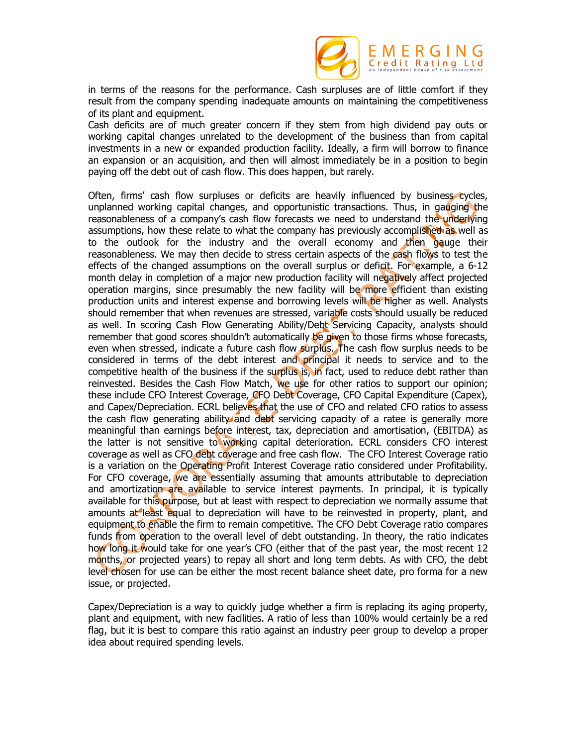in terms of the reasons for the performance. Cash surpluses are of little comfort if they result from the company spending inadequate amounts on maintaining the competitiveness of its plant and equipment.

Cash deficits are of much greater concern if they stem from high dividend pay outs or working capital changes unrelated to the development of the business than from capital investments in a new or expanded production facility. Ideally, a firm will borrow to finance an expansion or an acquisition, and then will almost immediately be in a position to begin paying off the debt out of cash flow. This does happen, but rarely.

Often, firms' cash flow surpluses or deficits are heavily influenced by business cycles, unplanned working capital changes, and opportunistic transactions. Thus, in gauging the reasonableness of a company's cash flow forecasts we need to understand the underlying assumptions, how these relate to what the company has previously accomplished as well as to the outlook for the industry and the overall economy and then gauge their reasonableness. We may then decide to stress certain aspects of the cash flows to test the effects of the changed assumptions on the overall surplus or deficit. For example, a 6-12 month delay in completion of a major new production facility will negatively affect projected operation margins, since presumably the new facility will be more efficient than existing production units and interest expense and borrowing levels will be higher as well. Analysts should remember that when revenues are stressed, variable costs should usually be reduced as well. In scoring Cash Flow Generating Ability/Debt Servicing Capacity, analysts should remember that good scores shouldn't automatically be given to those firms whose forecasts, even when stressed, indicate a future cash flow surplus. The cash flow surplus needs to be considered in terms of the debt interest and principal it needs to service and to the competitive health of the business if the surplus is, in fact, used to reduce debt rather than reinvested. Besides the Cash Flow Match, we use for other ratios to support our opinion; these include CFO Interest Coverage, CFO Debt Coverage, CFO Capital Expenditure (Capex), and Capex/Depreciation. ECRL believes that the use of CFO and related CFO ratios to assess the cash flow generating ability and debt servicing capacity of a ratee is generally more meaningful than earnings before interest, tax, depreciation and amortisation, (EBITDA) as the latter is not sensitive to working capital deterioration. ECRL considers CFO interest coverage as well as CFO debt coverage and free cash flow. The CFO Interest Coverage ratio is a variation on the Operating Profit Interest Coverage ratio considered under Profitability. For CFO coverage, we are essentially assuming that amounts attributable to depreciation and amortization are available to service interest payments. In principal, it is typically available for this purpose, but at least with respect to depreciation we normally assume that amounts at least equal to depreciation will have to be reinvested in property, plant, and equipment to enable the firm to remain competitive. The CFO Debt Coverage ratio compares funds from operation to the overall level of debt outstanding. In theory, the ratio indicates how long it would take for one year's CFO (either that of the past year, the most recent 12 months, or projected years) to repay all short and long term debts. As with CFO, the debt level chosen for use can be either the most recent balance sheet date, pro forma for a new issue, or projected.

Capex/Depreciation is a way to quickly judge whether a firm is replacing its aging property, plant and equipment, with new facilities. A ratio of less than 100% would certainly be a red flag, but it is best to compare this ratio against an industry peer group to develop a proper idea about required spending levels.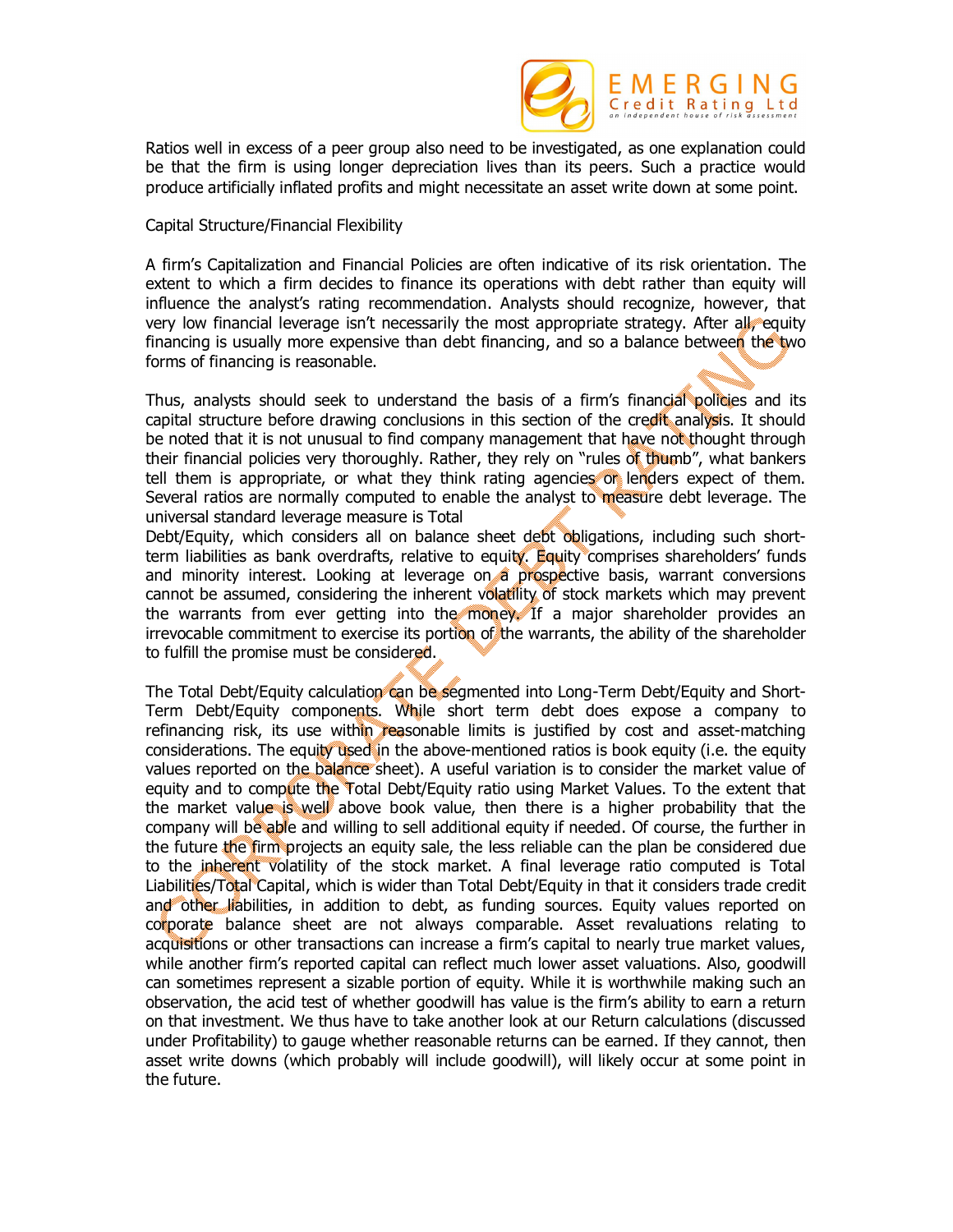Ratios well in excess of a peer group also need to be investigated, as one explanation could be that the firm is using longer depreciation lives than its peers. Such a practice would produce artificially inflated profits and might necessitate an asset write down at some point.

## Capital Structure/Financial Flexibility

A firm's Capitalization and Financial Policies are often indicative of its risk orientation. The extent to which a firm decides to finance its operations with debt rather than equity will influence the analyst's rating recommendation. Analysts should recognize, however, that very low financial leverage isn't necessarily the most appropriate strategy. After all, equity financing is usually more expensive than debt financing, and so a balance between the two forms of financing is reasonable.

Thus, analysts should seek to understand the basis of a firm's financial policies and its capital structure before drawing conclusions in this section of the credit analysis. It should be noted that it is not unusual to find company management that have not thought through their financial policies very thoroughly. Rather, they rely on "rules of thumb", what bankers tell them is appropriate, or what they think rating agencies or lenders expect of them. Several ratios are normally computed to enable the analyst to measure debt leverage. The universal standard leverage measure is Total Debt/Equity, which considers all on balance sheet debt obligations, including such short-term liabilities as bank overdrafts, relative to equity. Equity comprises shareholders' funds and minority interest. Looking at leverage on a prospective basis, warrant conversions cannot be assumed, considering the inherent volatility of stock markets which may prevent the warrants from ever getting into the money. If a major shareholder provides an irrevocable commitment to exercise its portion of the warrants, the ability of the shareholder to fulfill the promise must be considered.

The Total Debt/Equity calculation can be segmented into Long-Term Debt/Equity and Short-Term Debt/Equity components. While short term debt does expose a company to refinancing risk, its use within reasonable limits is justified by cost and asset-matching considerations. The equity used in the above-mentioned ratios is book equity (i.e. the equity values reported on the balance sheet). A useful variation is to consider the market value of equity and to compute the Total Debt/Equity ratio using Market Values. To the extent that the market value is well above book value, then there is a higher probability that the company will be able and willing to sell additional equity if needed. Of course, the further in the future the firm projects an equity sale, the less reliable can the plan be considered due to the inherent volatility of the stock market. A final leverage ratio computed is Total Liabilities/Total Capital, which is wider than Total Debt/Equity in that it considers trade credit and other liabilities, in addition to debt, as funding sources. Equity values reported on corporate balance sheet are not always comparable. Asset revaluations relating to acquisitions or other transactions can increase a firm's capital to nearly true market values, while another firm's reported capital can reflect much lower asset valuations. Also, goodwill can sometimes represent a sizable portion of equity. While it is worthwhile making such an observation, the acid test of whether goodwill has value is the firm's ability to earn a return on that investment. We thus have to take another look at our Return calculations (discussed under Profitability) to gauge whether reasonable returns can be earned. If they cannot, then asset write downs (which probably will include goodwill), will likely occur at some point in the future.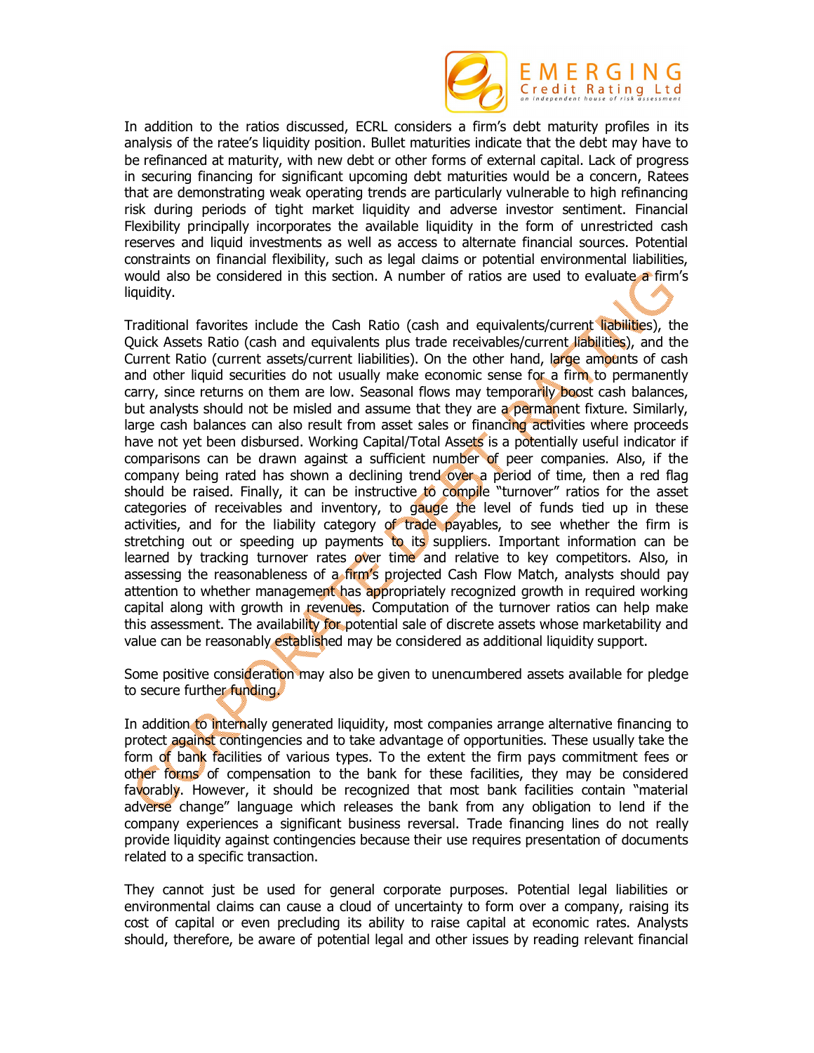In addition to the ratios discussed, ECRL considers a firm's debt maturity profiles in its analysis of the ratee's liquidity position. Bullet maturities indicate that the debt may have to be refinanced at maturity, with new debt or other forms of external capital. Lack of progress in securing financing for significant upcoming debt maturities would be a concern, Ratees that are demonstrating weak operating trends are particularly vulnerable to high refinancing risk during periods of tight market liquidity and adverse investor sentiment. Financial Flexibility principally incorporates the available liquidity in the form of unrestricted cash reserves and liquid investments as well as access to alternate financial sources. Potential constraints on financial flexibility, such as legal claims or potential environmental liabilities, would also be considered in this section. A number of ratios are used to evaluate a firm's liquidity.

Traditional favorites include the Cash Ratio (cash and equivalents/current liabilities), the Quick Assets Ratio (cash and equivalents plus trade receivables/current liabilities), and the Current Ratio (current assets/current liabilities). On the other hand, large amounts of cash and other liquid securities do not usually make economic sense for a firm to permanently carry, since returns on them are low. Seasonal flows may temporarily boost cash balances, but analysts should not be misled and assume that they are a permanent fixture. Similarly, large cash balances can also result from asset sales or financing activities where proceeds have not yet been disbursed. Working Capital/Total Assets is a potentially useful indicator if comparisons can be drawn against a sufficient number of peer companies. Also, if the company being rated has shown a declining trend over a period of time, then a red flag should be raised. Finally, it can be instructive to compile "turnover" ratios for the asset categories of receivables and inventory, to gauge the level of funds tied up in these activities, and for the liability category of trade payables, to see whether the firm is stretching out or speeding up payments to its suppliers. Important information can be learned by tracking turnover rates over time and relative to key competitors. Also, in assessing the reasonableness of a firm's projected Cash Flow Match, analysts should pay attention to whether management has appropriately recognized growth in required working capital along with growth in revenues. Computation of the turnover ratios can help make this assessment. The availability for potential sale of discrete assets whose marketability and value can be reasonably established may be considered as additional liquidity support.

Some positive consideration may also be given to unencumbered assets available for pledge to secure further funding.

In addition to internally generated liquidity, most companies arrange alternative financing to protect against contingencies and to take advantage of opportunities. These usually take the form of bank facilities of various types. To the extent the firm pays commitment fees or other forms of compensation to the bank for these facilities, they may be considered favorably. However, it should be recognized that most bank facilities contain "material adverse change" language which releases the bank from any obligation to lend if the company experiences a significant business reversal. Trade financing lines do not really provide liquidity against contingencies because their use requires presentation of documents related to a specific transaction.

They cannot just be used for general corporate purposes. Potential legal liabilities or environmental claims can cause a cloud of uncertainty to form over a company, raising its cost of capital or even precluding its ability to raise capital at economic rates. Analysts should, therefore, be aware of potential legal and other issues by reading relevant financial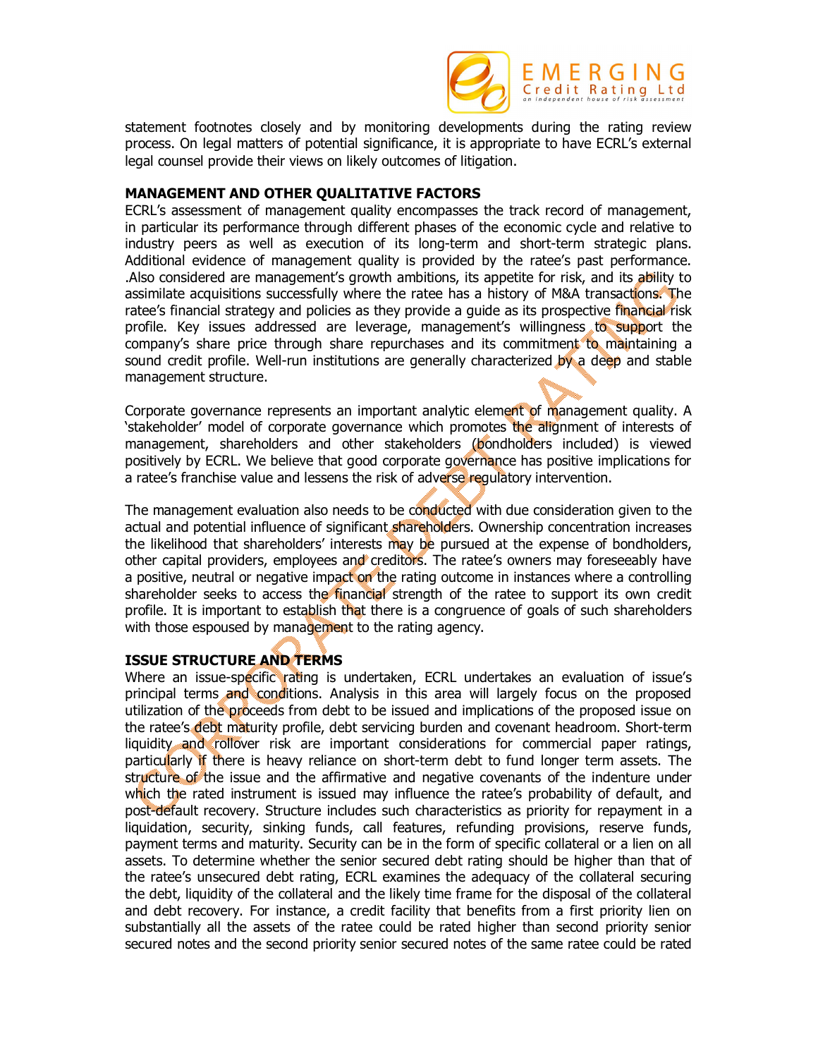statement footnotes closely and by monitoring developments during the rating review process. On legal matters of potential significance, it is appropriate to have ECRL's external legal counsel provide their views on likely outcomes of litigation.

## MANAGEMENT AND OTHER QUALITATIVE FACTORS

ECRL's assessment of management quality encompasses the track record of management, in particular its performance through different phases of the economic cycle and relative to industry peers as well as execution of its long-term and short-term strategic plans. Additional evidence of management quality is provided by the ratee's past performance. .Also considered are management's growth ambitions, its appetite for risk, and its ability to assimilate acquisitions successfully where the ratee has a history of M&A transactions. The ratee's financial strategy and policies as they provide a guide as its prospective financial risk profile. Key issues addressed are leverage, management's willingness to support the company's share price through share repurchases and its commitment to maintaining a sound credit profile. Well-run institutions are generally characterized by a deep and stable management structure.

Corporate governance represents an important analytic element of management quality. A 'stakeholder' model of corporate governance which promotes the alignment of interests of management, shareholders and other stakeholders (bondholders included) is viewed positively by ECRL. We believe that good corporate governance has positive implications for a ratee's franchise value and lessens the risk of adverse regulatory intervention.

The management evaluation also needs to be conducted with due consideration given to the actual and potential influence of significant shareholders. Ownership concentration increases the likelihood that shareholders' interests may be pursued at the expense of bondholders, other capital providers, employees and creditors. The ratee's owners may foreseeably have a positive, neutral or negative impact on the rating outcome in instances where a controlling shareholder seeks to access the financial strength of the ratee to support its own credit profile. It is important to establish that there is a congruence of goals of such shareholders with those espoused by management to the rating agency.

## ISSUE STRUCTURE AND TERMS

Where an issue-specific rating is undertaken, ECRL undertakes an evaluation of issue's principal terms and conditions. Analysis in this area will largely focus on the proposed utilization of the proceeds from debt to be issued and implications of the proposed issue on the ratee's debt maturity profile, debt servicing burden and covenant headroom. Short-term liquidity and rollover risk are important considerations for commercial paper ratings, particularly if there is heavy reliance on short-term debt to fund longer term assets. The structure of the issue and the affirmative and negative covenants of the indenture under which the rated instrument is issued may influence the ratee's probability of default, and post-default recovery. Structure includes such characteristics as priority for repayment in a liquidation, security, sinking funds, call features, refunding provisions, reserve funds, payment terms and maturity. Security can be in the form of specific collateral or a lien on all assets. To determine whether the senior secured debt rating should be higher than that of the ratee's unsecured debt rating, ECRL examines the adequacy of the collateral securing the debt, liquidity of the collateral and the likely time frame for the disposal of the collateral and debt recovery. For instance, a credit facility that benefits from a first priority lien on substantially all the assets of the ratee could be rated higher than second priority senior secured notes and the second priority senior secured notes of the same ratee could be rated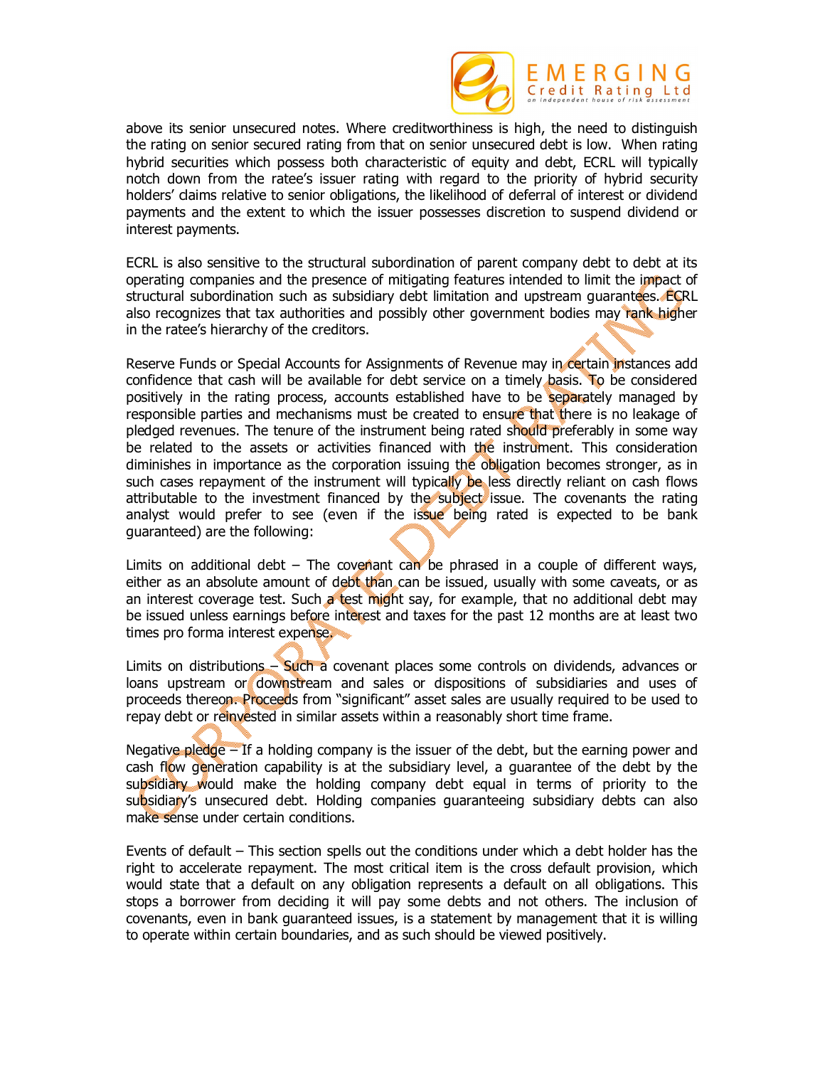above its senior unsecured notes. Where creditworthiness is high, the need to distinguish the rating on senior secured rating from that on senior unsecured debt is low. When rating hybrid securities which possess both characteristic of equity and debt, ECRL will typically notch down from the ratee's issuer rating with regard to the priority of hybrid security holders' claims relative to senior obligations, the likelihood of deferral of interest or dividend payments and the extent to which the issuer possesses discretion to suspend dividend or interest payments.

ECRL is also sensitive to the structural subordination of parent company debt to debt at its operating companies and the presence of mitigating features intended to limit the impact of structural subordination such as subsidiary debt limitation and upstream guarantees. ECRL also recognizes that tax authorities and possibly other government bodies may rank higher in the ratee's hierarchy of the creditors.

Reserve Funds or Special Accounts for Assignments of Revenue may in certain instances add confidence that cash will be available for debt service on a timely basis. To be considered positively in the rating process, accounts established have to be separately managed by responsible parties and mechanisms must be created to ensure that there is no leakage of pledged revenues. The tenure of the instrument being rated should preferably in some way be related to the assets or activities financed with the instrument. This consideration diminishes in importance as the corporation issuing the obligation becomes stronger, as in such cases repayment of the instrument will typically be less directly reliant on cash flows attributable to the investment financed by the subject issue. The covenants the rating analyst would prefer to see (even if the issue being rated is expected to be bank guaranteed) are the following:

Limits on additional debt – The covenant can be phrased in a couple of different ways, either as an absolute amount of debt than can be issued, usually with some caveats, or as an interest coverage test. Such a test might say, for example, that no additional debt may be issued unless earnings before interest and taxes for the past 12 months are at least two times pro forma interest expense.

Limits on distributions – Such a covenant places some controls on dividends, advances or loans upstream or downstream and sales or dispositions of subsidiaries and uses of proceeds thereon. Proceeds from "significant" asset sales are usually required to be used to repay debt or reinvested in similar assets within a reasonably short time frame.

Negative pledge – If a holding company is the issuer of the debt, but the earning power and cash flow generation capability is at the subsidiary level, a guarantee of the debt by the subsidiary would make the holding company debt equal in terms of priority to the subsidiary's unsecured debt. Holding companies guaranteeing subsidiary debts can also make sense under certain conditions.

Events of default – This section spells out the conditions under which a debt holder has the right to accelerate repayment. The most critical item is the cross default provision, which would state that a default on any obligation represents a default on all obligations. This stops a borrower from deciding it will pay some debts and not others. The inclusion of covenants, even in bank guaranteed issues, is a statement by management that it is willing to operate within certain boundaries, and as such should be viewed positively.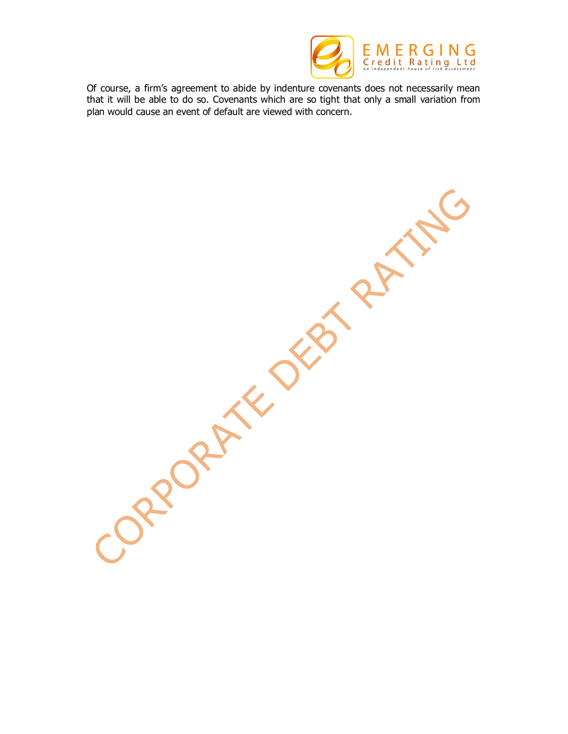Of course, a firm's agreement to abide by indenture covenants does not necessarily mean that it will be able to do so. Covenants which are so tight that only a small variation from plan would cause an event of default are viewed with concern.